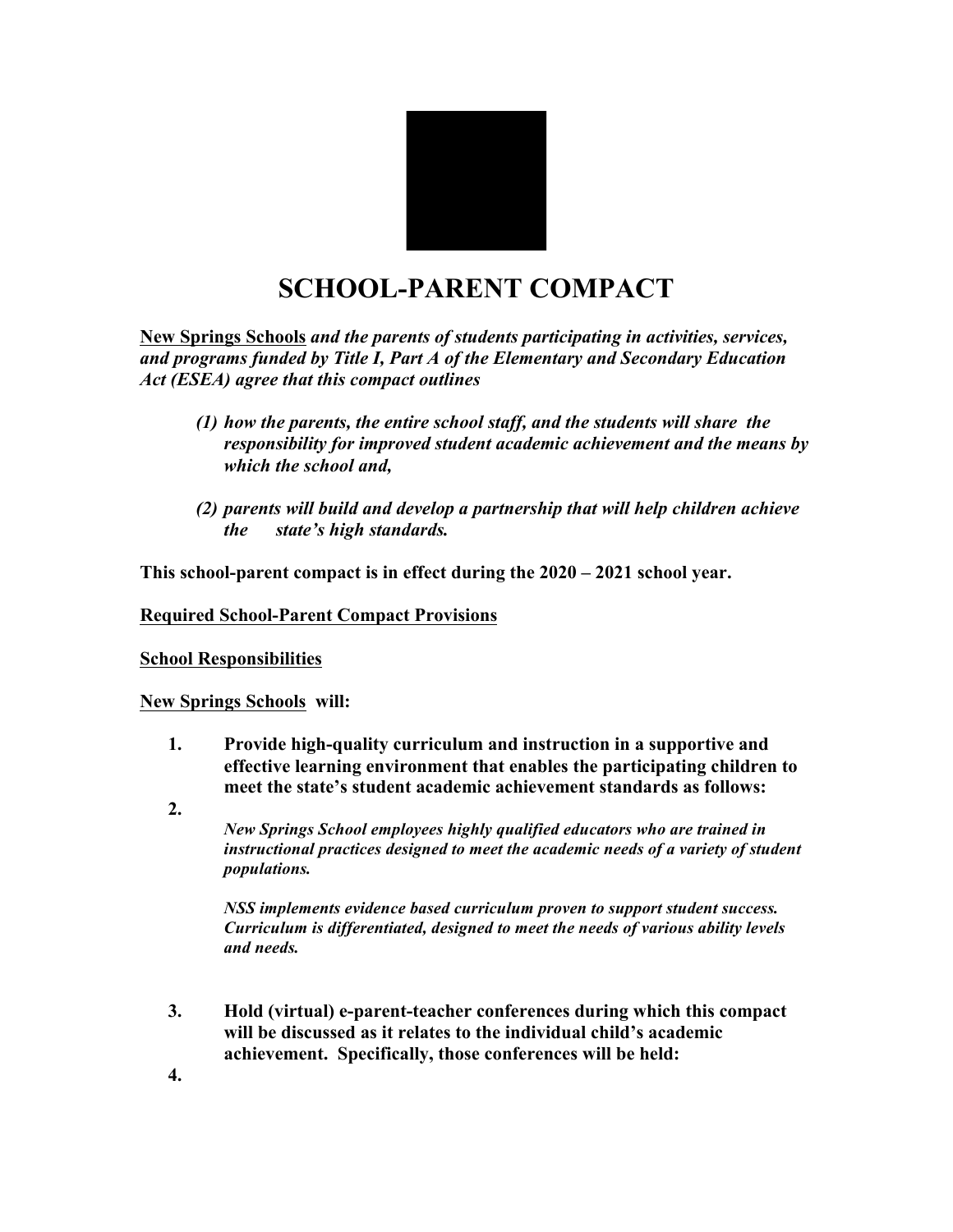# SCHOOL-PARENT COMPACT

**New Springs Schools** ***and the parents of students participating in activities, services, and programs funded by Title I, Part A of the Elementary and Secondary Education Act (ESEA) agree that this compact outlines***

> ***(1) how the parents, the entire school staff, and the students will share the responsibility for improved student academic achievement and the means by which the school and,***
>
> ***(2) parents will build and develop a partnership that will help children achieve the state's high standards.***

**This school-parent compact is in effect during the 2020 – 2021 school year.**

**Required School-Parent Compact Provisions**

**School Responsibilities**

**New Springs Schools will:**

1. **Provide high-quality curriculum and instruction in a supportive and effective learning environment that enables the participating children to meet the state's student academic achievement standards as follows:**
2. ***New Springs School employees highly qualified educators who are trained in instructional practices designed to meet the academic needs of a variety of student populations.***

   ***NSS implements evidence based curriculum proven to support student success. Curriculum is differentiated, designed to meet the needs of various ability levels and needs.***

3. **Hold (virtual) e-parent-teacher conferences during which this compact will be discussed as it relates to the individual child's academic achievement. Specifically, those conferences will be held:**
4.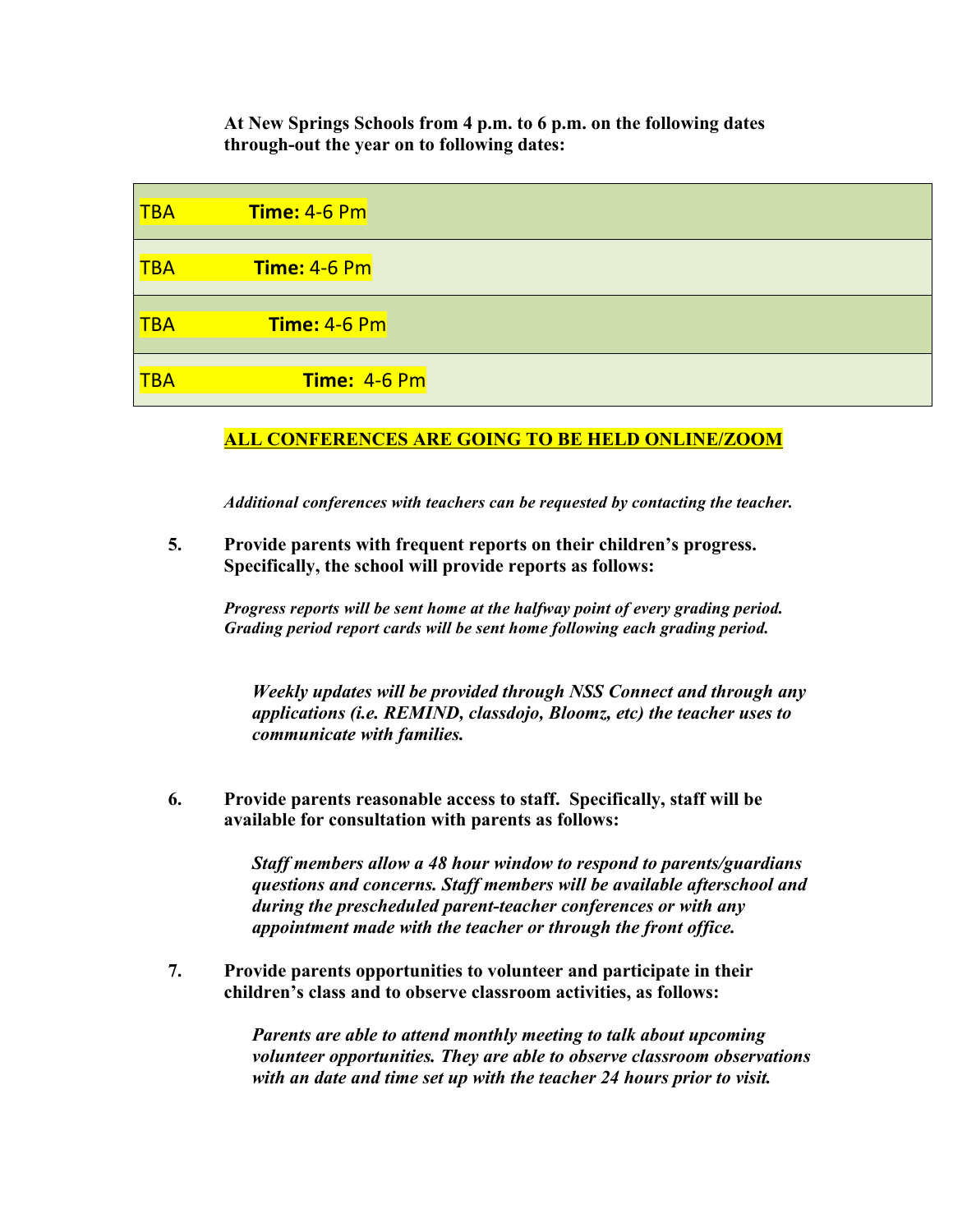**At New Springs Schools from 4 p.m. to 6 p.m. on the following dates through-out the year on to following dates:**

| | |
|---|---|
| TBA | **Time:** 4-6 Pm |
| TBA | **Time:** 4-6 Pm |
| TBA | **Time:** 4-6 Pm |
| TBA | **Time:** 4-6 Pm |

**ALL CONFERENCES ARE GOING TO BE HELD ONLINE/ZOOM**

***Additional conferences with teachers can be requested by contacting the teacher.***

5. **Provide parents with frequent reports on their children's progress. Specifically, the school will provide reports as follows:**

   ***Progress reports will be sent home at the halfway point of every grading period. Grading period report cards will be sent home following each grading period.***

   ***Weekly updates will be provided through NSS Connect and through any applications (i.e. REMIND, classdojo, Bloomz, etc) the teacher uses to communicate with families.***

6. **Provide parents reasonable access to staff. Specifically, staff will be available for consultation with parents as follows:**

   ***Staff members allow a 48 hour window to respond to parents/guardians questions and concerns. Staff members will be available afterschool and during the prescheduled parent-teacher conferences or with any appointment made with the teacher or through the front office.***

7. **Provide parents opportunities to volunteer and participate in their children's class and to observe classroom activities, as follows:**

   ***Parents are able to attend monthly meeting to talk about upcoming volunteer opportunities. They are able to observe classroom observations with an date and time set up with the teacher 24 hours prior to visit.***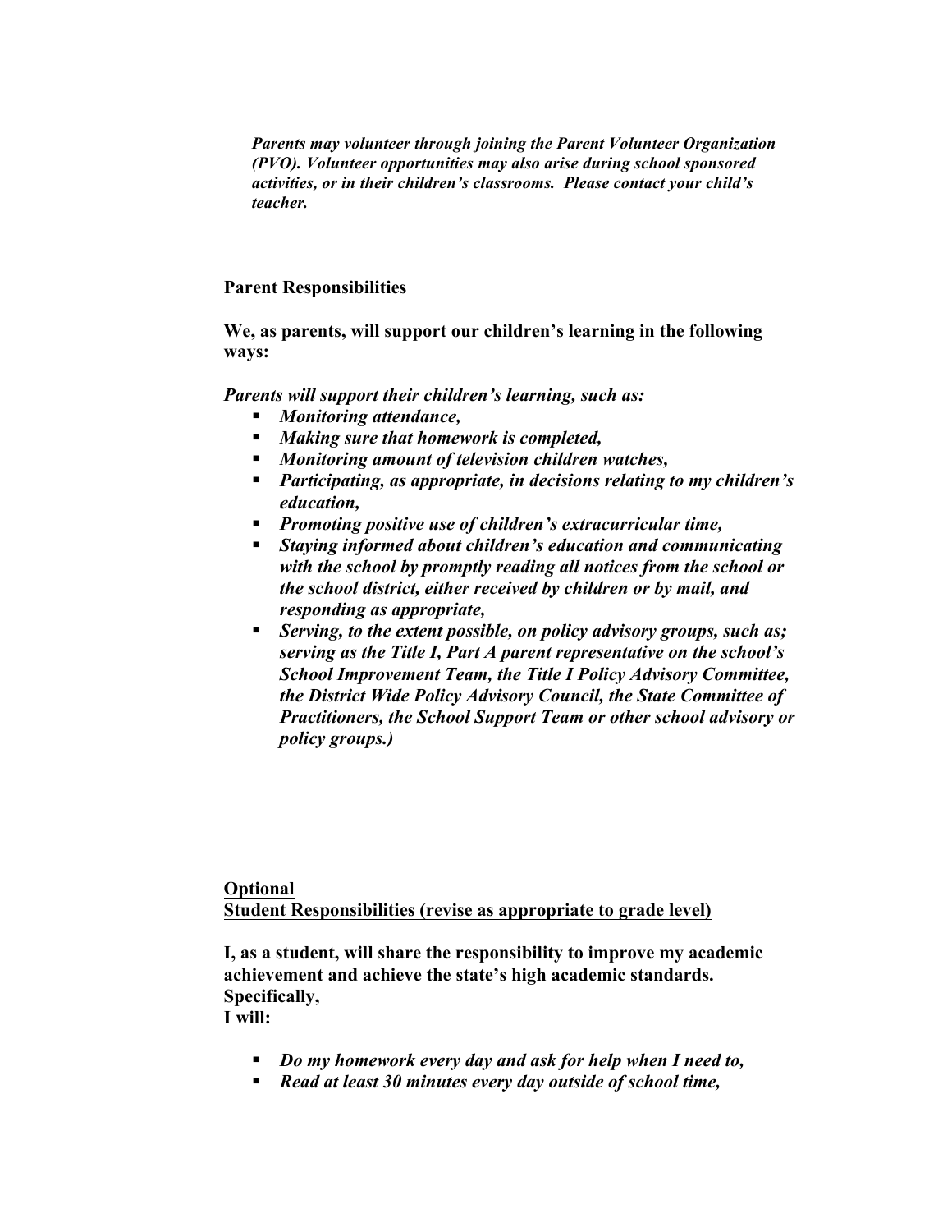***Parents may volunteer through joining the Parent Volunteer Organization (PVO). Volunteer opportunities may also arise during school sponsored activities, or in their children's classrooms. Please contact your child's teacher.***

**<u>Parent Responsibilities</u>**

**We, as parents, will support our children's learning in the following ways:**

***Parents will support their children's learning, such as:***

- ***Monitoring attendance,***
- ***Making sure that homework is completed,***
- ***Monitoring amount of television children watches,***
- ***Participating, as appropriate, in decisions relating to my children's education,***
- ***Promoting positive use of children's extracurricular time,***
- ***Staying informed about children's education and communicating with the school by promptly reading all notices from the school or the school district, either received by children or by mail, and responding as appropriate,***
- ***Serving, to the extent possible, on policy advisory groups, such as; serving as the Title I, Part A parent representative on the school's School Improvement Team, the Title I Policy Advisory Committee, the District Wide Policy Advisory Council, the State Committee of Practitioners, the School Support Team or other school advisory or policy groups.)***

**<u>Optional</u>**
**<u>Student Responsibilities (revise as appropriate to grade level)</u>**

**I, as a student, will share the responsibility to improve my academic achievement and achieve the state's high academic standards. Specifically,**
**I will:**

- ***Do my homework every day and ask for help when I need to,***
- ***Read at least 30 minutes every day outside of school time,***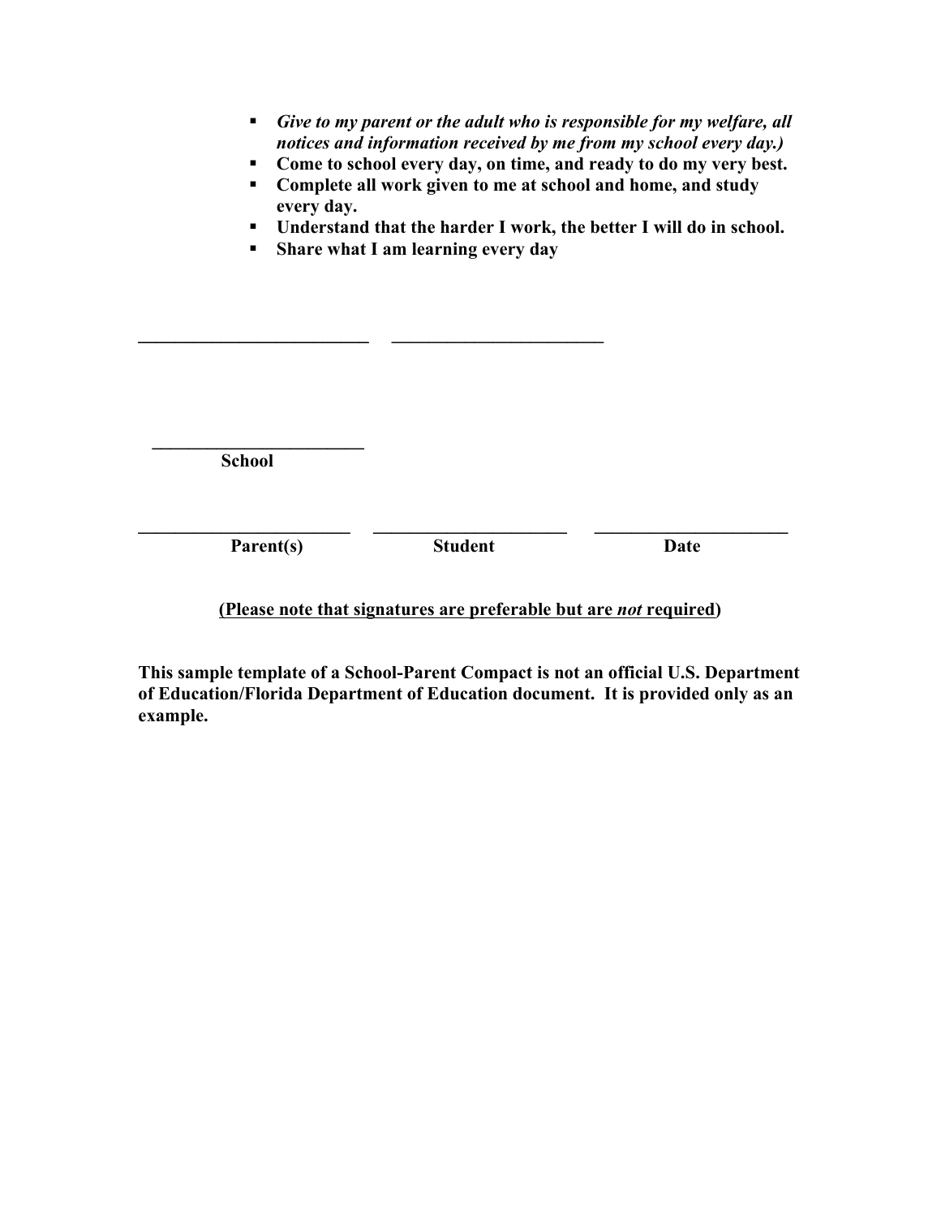- ***Give to my parent or the adult who is responsible for my welfare, all notices and information received by me from my school every day.)***
- **Come to school every day, on time, and ready to do my very best.**
- **Complete all work given to me at school and home, and study every day.**
- **Understand that the harder I work, the better I will do in school.**
- **Share what I am learning every day**

_________________________     _______________________

_______________________
**School**

_______________________     _____________________     _____________________
**Parent(s)**     **Student**     **Date**

**<u>(Please note that signatures are preferable but are *not* required</u>)**

**This sample template of a School-Parent Compact is not an official U.S. Department of Education/Florida Department of Education document. It is provided only as an example.**